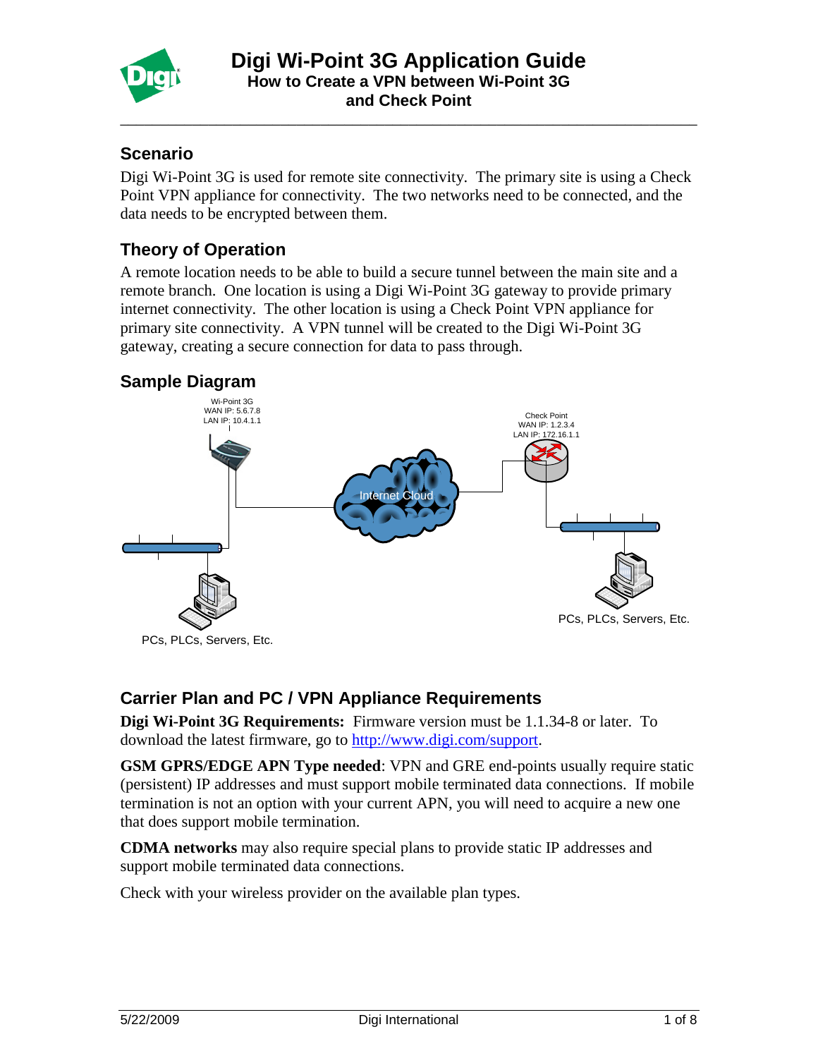# Digi Wi-Point 3G Application Guide

## How to Create a VPN between Wi-Point 3G and Check Point

## Scenario

Digi Wi-Point 3G is used for remote site connectivity. The primary site is using a Check Point VPN appliance for connectivity. The two networks need to be connected, and the data needs to be encrypted between them.

## Theory of Operation

A remote location needs to be able to build a secure tunnel between the main site and a remote branch. One location is using a Digi Wi-Point 3G gateway to provide primary internet connectivity. The other location is using a Check Point VPN appliance for primary site connectivity. A VPN tunnel will be created to the Digi Wi-Point 3G gateway, creating a secure connection for data to pass through.

## Sample Diagram

Wi-Point 3G
WAN IP: 5.6.7.8
LAN IP: 10.4.1.1

Internet Cloud

Check Point
WAN IP: 1.2.3.4
LAN IP: 172.16.1.1

PCs, PLCs, Servers, Etc.

PCs, PLCs, Servers, Etc.

## Carrier Plan and PC / VPN Appliance Requirements

**Digi Wi-Point 3G Requirements:** Firmware version must be 1.1.34-8 or later. To download the latest firmware, go to http://www.digi.com/support.

**GSM GPRS/EDGE APN Type needed**: VPN and GRE end-points usually require static (persistent) IP addresses and must support mobile terminated data connections. If mobile termination is not an option with your current APN, you will need to acquire a new one that does support mobile termination.

**CDMA networks** may also require special plans to provide static IP addresses and support mobile terminated data connections.

Check with your wireless provider on the available plan types.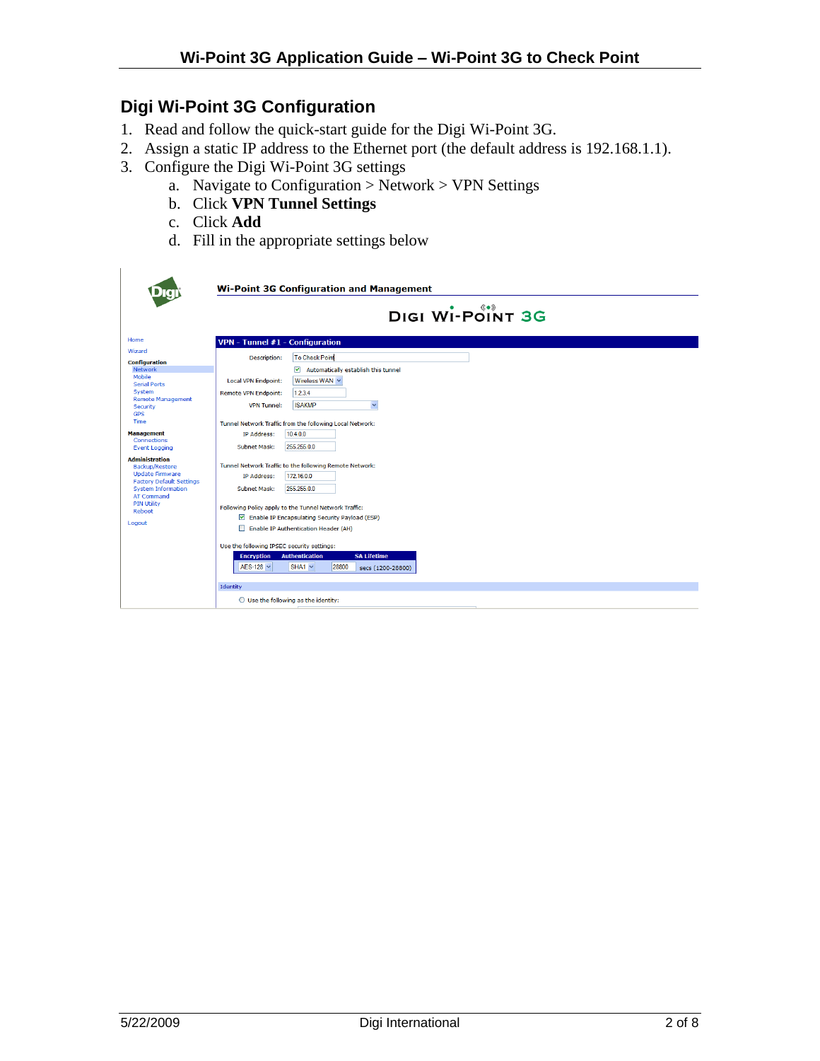## Digi Wi-Point 3G Configuration

1. Read and follow the quick-start guide for the Digi Wi-Point 3G.
2. Assign a static IP address to the Ethernet port (the default address is 192.168.1.1).
3. Configure the Digi Wi-Point 3G settings
    a. Navigate to Configuration > Network > VPN Settings
    b. Click **VPN Tunnel Settings**
    c. Click **Add**
    d. Fill in the appropriate settings below

**Wi-Point 3G Configuration and Management**

DIGI WI-POINT 3G

- Home
- Wizard
- **Configuration**
  - Network
  - Mobile
  - Serial Ports
  - System
  - Remote Management
  - Security
  - GPS
  - Time
- **Management**
  - Connections
  - Event Logging
- **Administration**
  - Backup/Restore
  - Update Firmware
  - Factory Default Settings
  - System Information
  - AT Command
  - PIN Utility
  - Reboot
- Logout

**VPN - Tunnel #1 - Configuration**

Description: To Check Point

☑ Automatically establish this tunnel

Local VPN Endpoint: Wireless WAN

Remote VPN Endpoint: 1.2.3.4

VPN Tunnel: ISAKMP

Tunnel Network Traffic from the following Local Network:

IP Address: 10.4.0.0

Subnet Mask: 255.255.0.0

Tunnel Network Traffic to the following Remote Network:

IP Address: 172.16.0.0

Subnet Mask: 255.255.0.0

Following Policy apply to the Tunnel Network Traffic:

☑ Enable IP Encapsulating Security Payload (ESP)

☐ Enable IP Authentication Header (AH)

Use the following IPSEC security settings:

| Encryption | Authentication | SA Lifetime |
|---|---|---|
| AES-128 | SHA1 | 28800 secs (1200-28800) |

Identity

○ Use the following as the identity: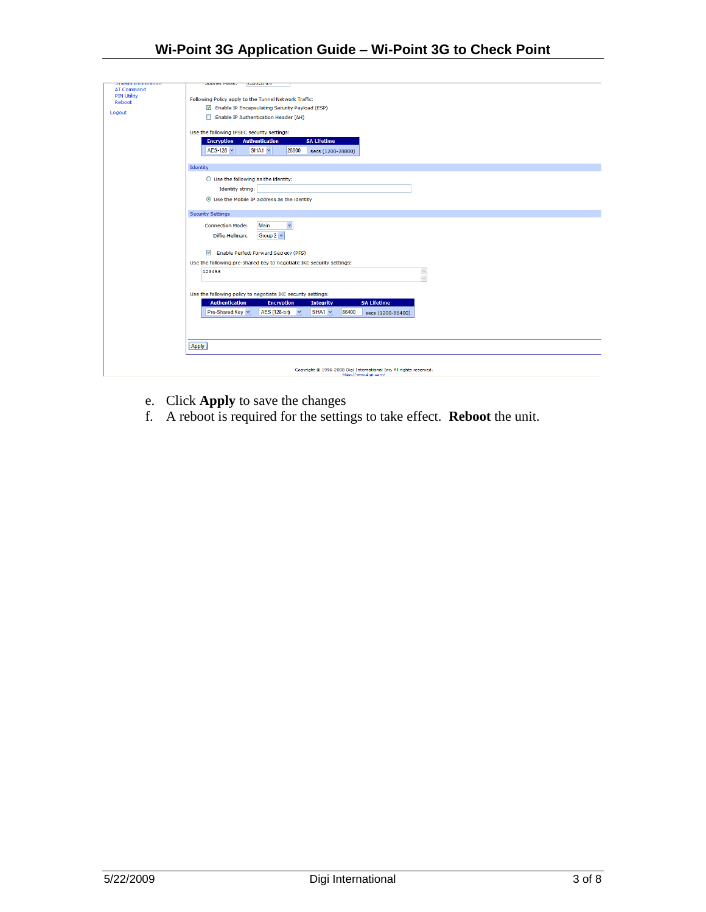AT Command
PIN Utility
Reboot
Logout

Following Policy apply to the Tunnel Network Traffic:

- [x] Enable IP Encapsulating Security Payload (ESP)
- [ ] Enable IP Authentication Header (AH)

Use the following IPSEC security settings:

| Encryption | Authentication | SA Lifetime |
|---|---|---|
| AES-128 | SHA1 | 28800 secs (1200-28800) |

Identity

- ( ) Use the following as the identity:
  Identity string:
- (•) Use the Mobile IP address as the identity

Security Settings

Connection Mode: Main

Diffie-Hellman: Group 2

- [x] Enable Perfect Forward Secrecy (PFS)

Use the following pre-shared key to negotiate IKE security settings:

123456

Use the following policy to negotiate IKE security settings:

| Authentication | Encryption | Integrity | SA Lifetime |
|---|---|---|---|
| Pre-Shared Key | AES (128-bit) | SHA1 | 86400 secs (1200-86400) |

Apply

Copyright © 1996-2008 Digi International Inc. All rights reserved.
http://www.digi.com/

e. Click **Apply** to save the changes
f. A reboot is required for the settings to take effect. **Reboot** the unit.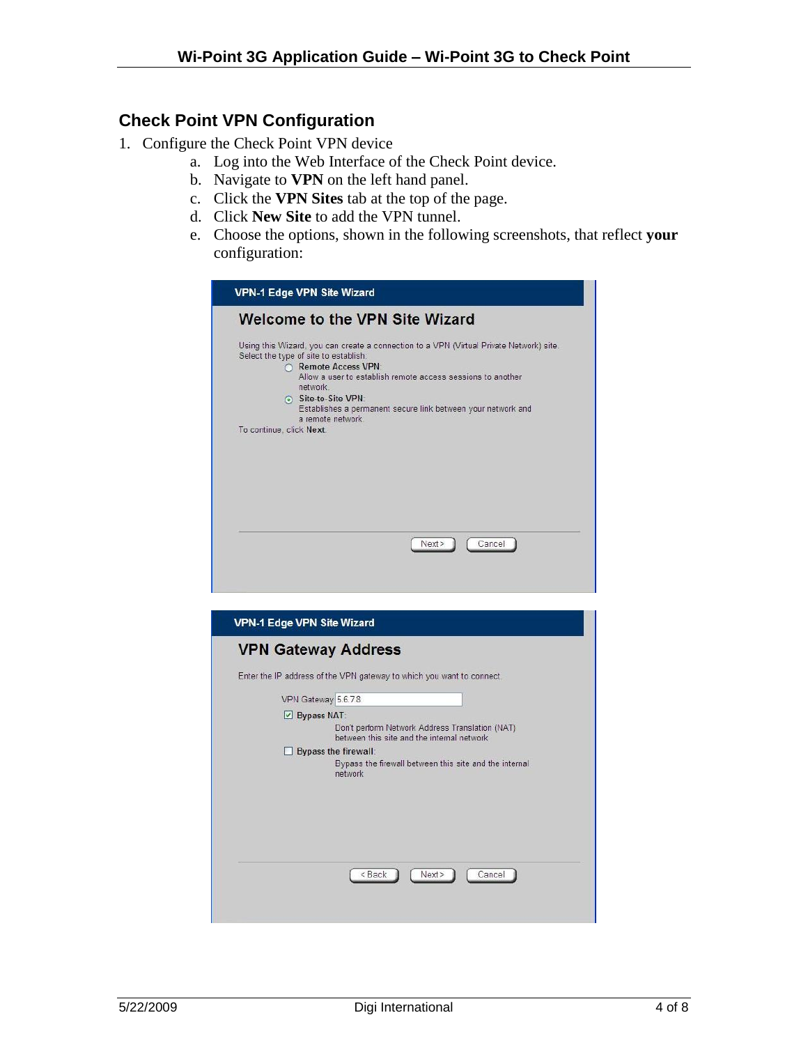## Check Point VPN Configuration

1. Configure the Check Point VPN device
   a. Log into the Web Interface of the Check Point device.
   b. Navigate to **VPN** on the left hand panel.
   c. Click the **VPN Sites** tab at the top of the page.
   d. Click **New Site** to add the VPN tunnel.
   e. Choose the options, shown in the following screenshots, that reflect **your** configuration:

VPN-1 Edge VPN Site Wizard

Welcome to the VPN Site Wizard

Using this Wizard, you can create a connection to a VPN (Virtual Private Network) site. Select the type of site to establish:

- Remote Access VPN: Allow a user to establish remote access sessions to another network.
- Site-to-Site VPN: Establishes a permanent secure link between your network and a remote network.

To continue, click **Next**.

Next > | Cancel

VPN-1 Edge VPN Site Wizard

VPN Gateway Address

Enter the IP address of the VPN gateway to which you want to connect.

VPN Gateway: 5.6.7.8

- [x] Bypass NAT: Don't perform Network Address Translation (NAT) between this site and the internal network
- [ ] Bypass the firewall: Bypass the firewall between this site and the internal network

< Back | Next > | Cancel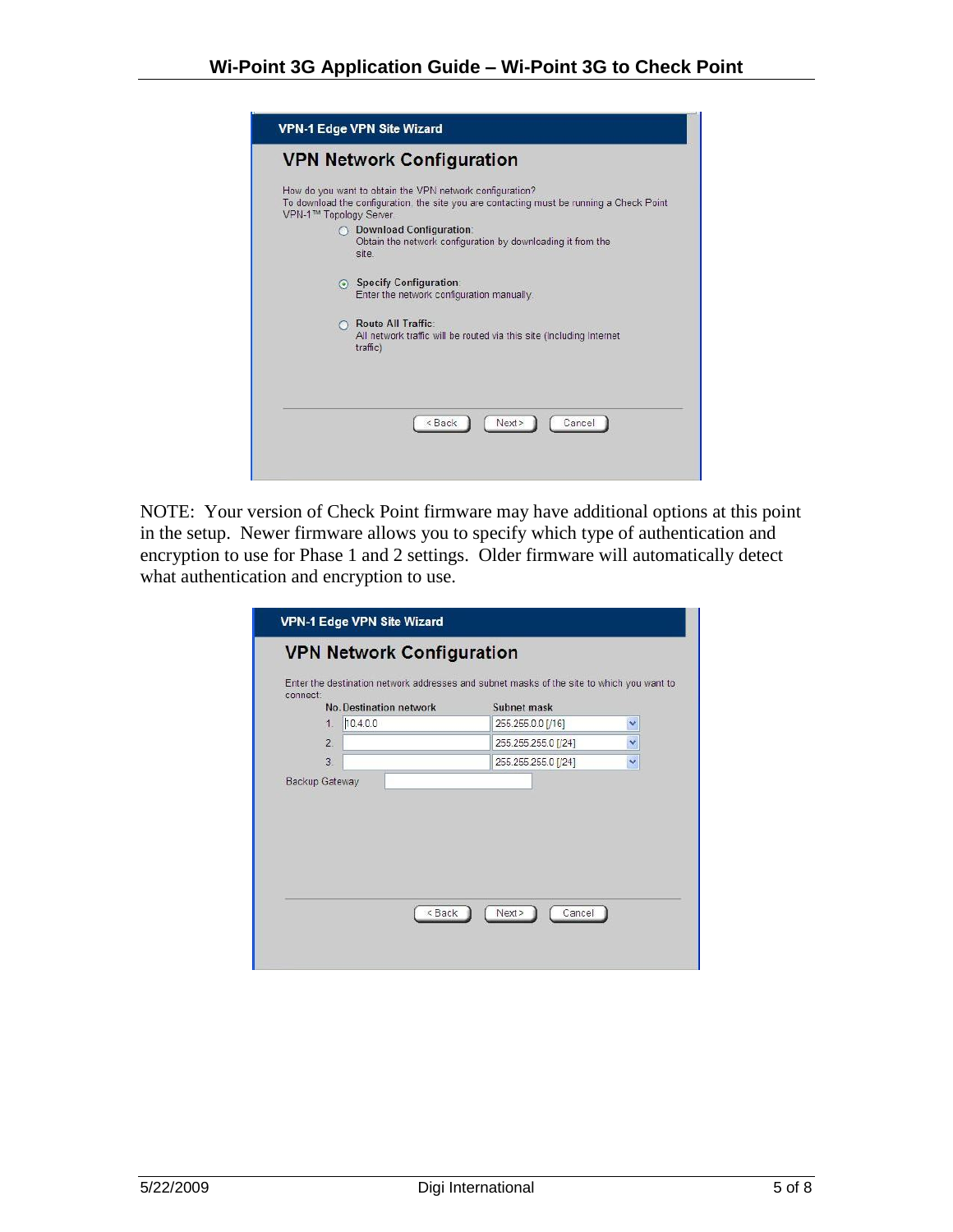VPN-1 Edge VPN Site Wizard

## VPN Network Configuration

How do you want to obtain the VPN network configuration?
To download the configuration, the site you are contacting must be running a Check Point VPN-1™ Topology Server.

- ○ **Download Configuration:** Obtain the network configuration by downloading it from the site.
- ⊙ **Specify Configuration:** Enter the network configuration manually.
- ○ **Route All Traffic:** All network traffic will be routed via this site (including Internet traffic)

< Back | Next > | Cancel

NOTE: Your version of Check Point firmware may have additional options at this point in the setup. Newer firmware allows you to specify which type of authentication and encryption to use for Phase 1 and 2 settings. Older firmware will automatically detect what authentication and encryption to use.

VPN-1 Edge VPN Site Wizard

## VPN Network Configuration

Enter the destination network addresses and subnet masks of the site to which you want to connect:

| No. | Destination network | Subnet mask |
|---|---|---|
| 1. | 10.4.0.0 | 255.255.0.0 [/16] |
| 2. | | 255.255.255.0 [/24] |
| 3. | | 255.255.255.0 [/24] |

Backup Gateway

< Back | Next > | Cancel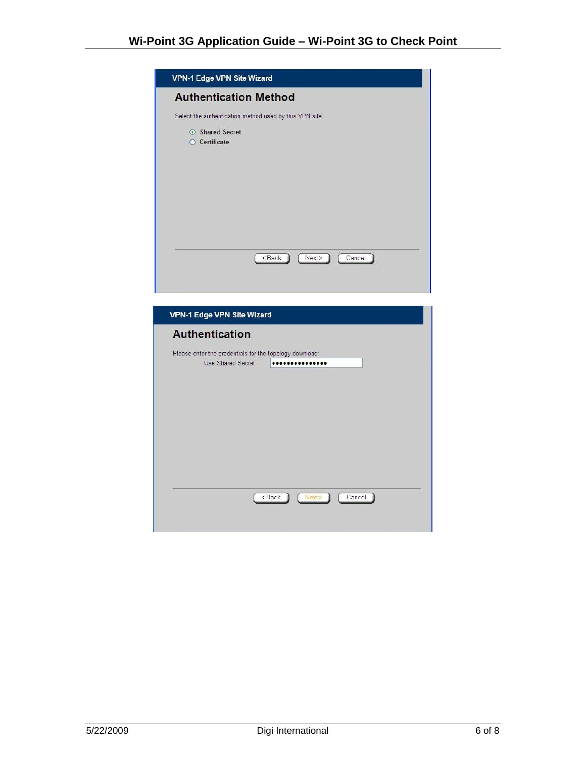**VPN-1 Edge VPN Site Wizard**

## Authentication Method

Select the authentication method used by this VPN site.

- (•) Shared Secret
- ( ) Certificate

< Back | Next > | Cancel

**VPN-1 Edge VPN Site Wizard**

## Authentication

Please enter the credentials for the topology download:

Use Shared Secret ••••••••••••••

< Back | Next > | Cancel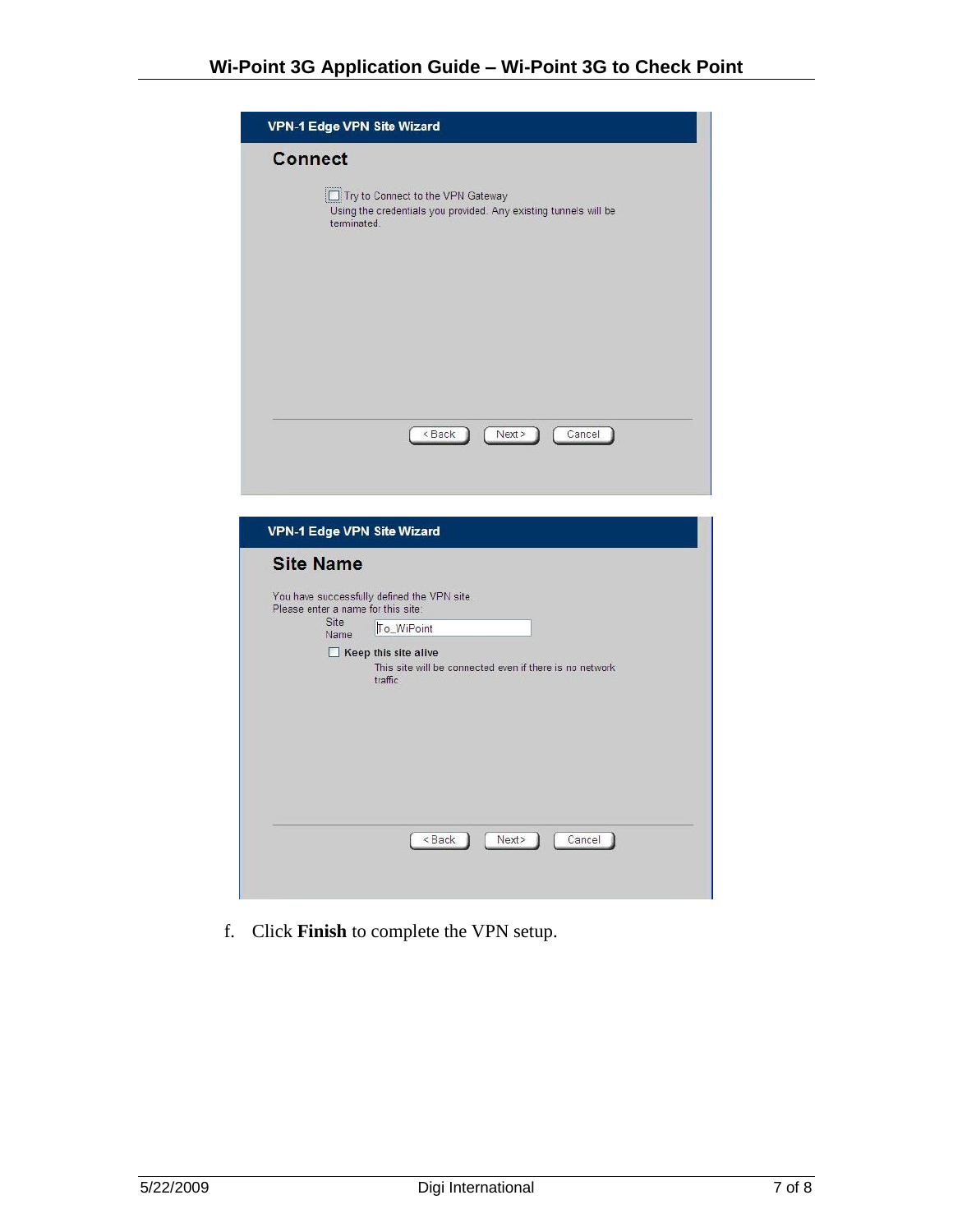**VPN-1 Edge VPN Site Wizard**

**Connect**

☐ Try to Connect to the VPN Gateway
Using the credentials you provided. Any existing tunnels will be terminated.

< Back | Next > | Cancel

**VPN-1 Edge VPN Site Wizard**

**Site Name**

You have successfully defined the VPN site.
Please enter a name for this site:

Site Name: To_WiPoint

☐ **Keep this site alive**
This site will be connected even if there is no network traffic

< Back | Next> | Cancel

f. Click **Finish** to complete the VPN setup.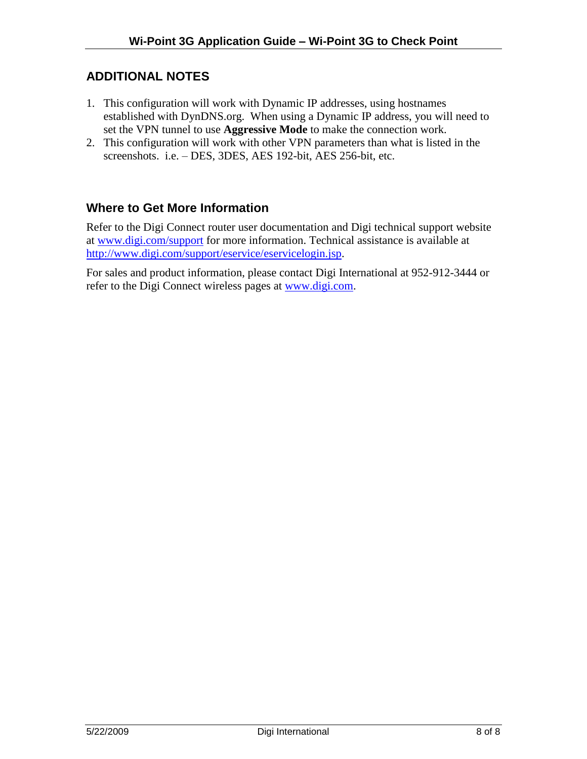## ADDITIONAL NOTES

1. This configuration will work with Dynamic IP addresses, using hostnames established with DynDNS.org. When using a Dynamic IP address, you will need to set the VPN tunnel to use **Aggressive Mode** to make the connection work.
2. This configuration will work with other VPN parameters than what is listed in the screenshots. i.e. – DES, 3DES, AES 192-bit, AES 256-bit, etc.

### Where to Get More Information

Refer to the Digi Connect router user documentation and Digi technical support website at [www.digi.com/support](www.digi.com/support) for more information. Technical assistance is available at [http://www.digi.com/support/eservice/eservicelogin.jsp](http://www.digi.com/support/eservice/eservicelogin.jsp).

For sales and product information, please contact Digi International at 952-912-3444 or refer to the Digi Connect wireless pages at [www.digi.com](www.digi.com).